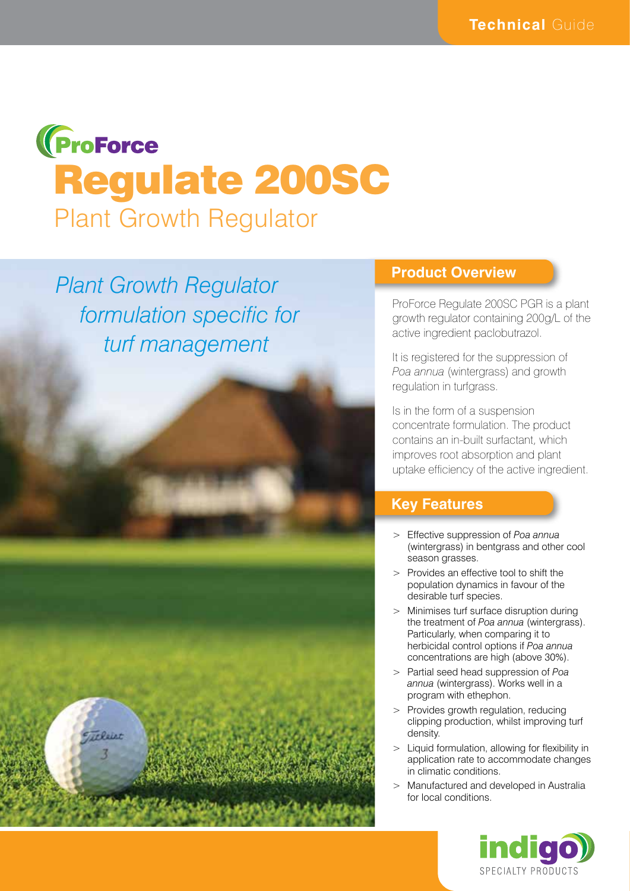**Technical** Guide

ProForce

# Regulate 200SC

## Plant Growth Regulator

*Plant Growth Regulator formulation specific for turf management*

## Product Overview

ProForce Regulate 200SC PGR is a plant growth regulator containing 200g/L of the active ingredient paclobutrazol.

It is registered for the suppression of *Poa annua* (wintergrass) and growth regulation in turfgrass.

Is in the form of a suspension concentrate formulation. The product contains an in-built surfactant, which improves root absorption and plant uptake efficiency of the active ingredient.

## Key Features

- Effective suppression of *Poa annua* (wintergrass) in bentgrass and other cool season grasses.
- Provides an effective tool to shift the population dynamics in favour of the desirable turf species.
- Minimises turf surface disruption during the treatment of *Poa annua* (wintergrass). Particularly, when comparing it to herbicidal control options if *Poa annua* concentrations are high (above 30%).
- Partial seed head suppression of *Poa annua* (wintergrass). Works well in a program with ethephon.
- Provides growth regulation, reducing clipping production, whilst improving turf density.
- Liquid formulation, allowing for flexibility in application rate to accommodate changes in climatic conditions.
- Manufactured and developed in Australia for local conditions.

indigo SPECIALTY PRODUCTS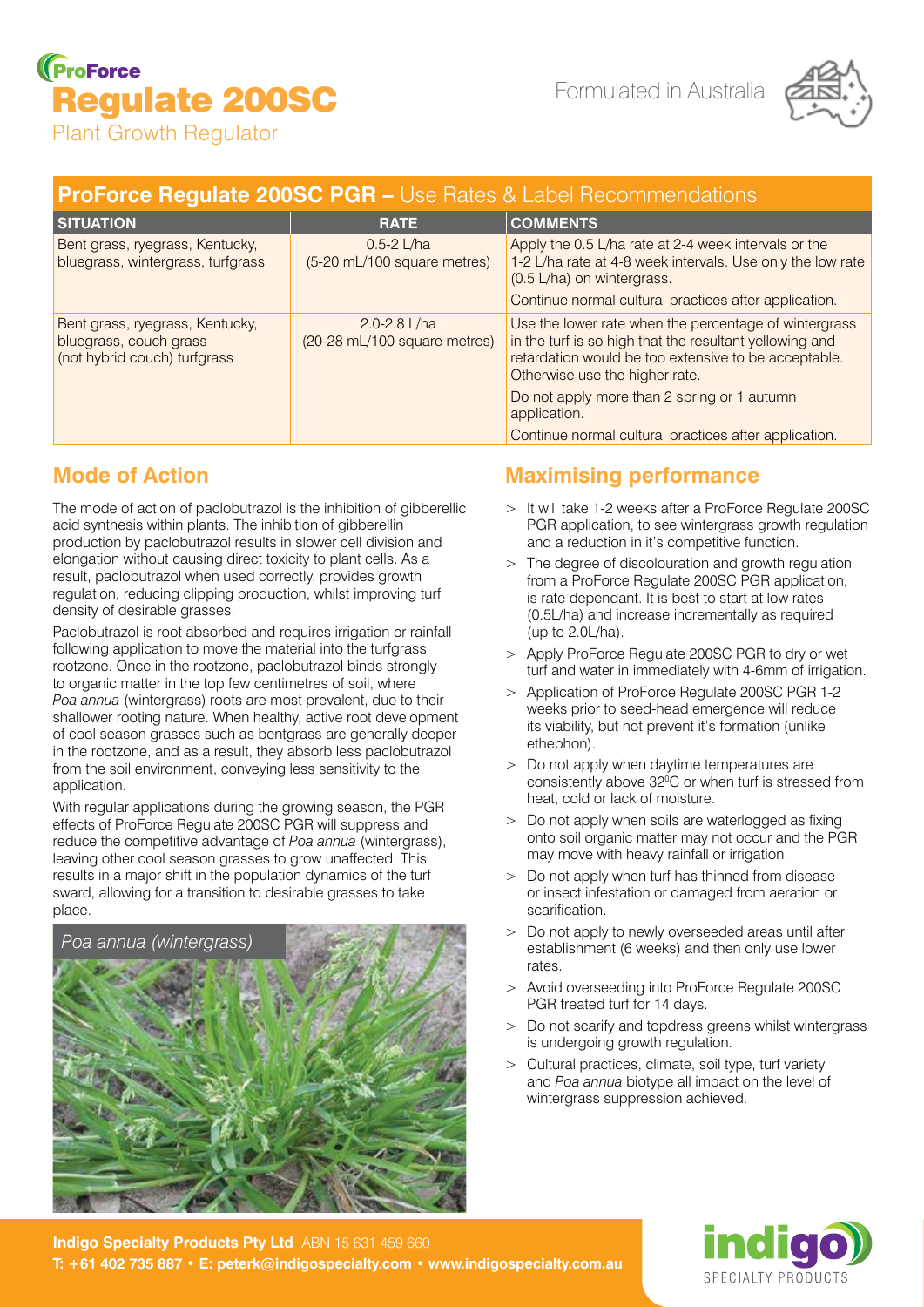# ProForce Regulate 200SC

Plant Growth Regulator

Formulated in Australia

## ProForce Regulate 200SC PGR – Use Rates & Label Recommendations

| SITUATION | RATE | COMMENTS |
|---|---|---|
| Bent grass, ryegrass, Kentucky, bluegrass, wintergrass, turfgrass | 0.5-2 L/ha (5-20 mL/100 square metres) | Apply the 0.5 L/ha rate at 2-4 week intervals or the 1-2 L/ha rate at 4-8 week intervals. Use only the low rate (0.5 L/ha) on wintergrass. Continue normal cultural practices after application. |
| Bent grass, ryegrass, Kentucky, bluegrass, couch grass (not hybrid couch) turfgrass | 2.0-2.8 L/ha (20-28 mL/100 square metres) | Use the lower rate when the percentage of wintergrass in the turf is so high that the resultant yellowing and retardation would be too extensive to be acceptable. Otherwise use the higher rate. Do not apply more than 2 spring or 1 autumn application. Continue normal cultural practices after application. |

## Mode of Action

The mode of action of paclobutrazol is the inhibition of gibberellic acid synthesis within plants. The inhibition of gibberellin production by paclobutrazol results in slower cell division and elongation without causing direct toxicity to plant cells. As a result, paclobutrazol when used correctly, provides growth regulation, reducing clipping production, whilst improving turf density of desirable grasses.

Paclobutrazol is root absorbed and requires irrigation or rainfall following application to move the material into the turfgrass rootzone. Once in the rootzone, paclobutrazol binds strongly to organic matter in the top few centimetres of soil, where *Poa annua* (wintergrass) roots are most prevalent, due to their shallower rooting nature. When healthy, active root development of cool season grasses such as bentgrass are generally deeper in the rootzone, and as a result, they absorb less paclobutrazol from the soil environment, conveying less sensitivity to the application.

With regular applications during the growing season, the PGR effects of ProForce Regulate 200SC PGR will suppress and reduce the competitive advantage of *Poa annua* (wintergrass), leaving other cool season grasses to grow unaffected. This results in a major shift in the population dynamics of the turf sward, allowing for a transition to desirable grasses to take place.

*Poa annua (wintergrass)*

## Maximising performance

- It will take 1-2 weeks after a ProForce Regulate 200SC PGR application, to see wintergrass growth regulation and a reduction in it's competitive function.
- The degree of discolouration and growth regulation from a ProForce Regulate 200SC PGR application, is rate dependant. It is best to start at low rates (0.5L/ha) and increase incrementally as required (up to 2.0L/ha).
- Apply ProForce Regulate 200SC PGR to dry or wet turf and water in immediately with 4-6mm of irrigation.
- Application of ProForce Regulate 200SC PGR 1-2 weeks prior to seed-head emergence will reduce its viability, but not prevent it's formation (unlike ethephon).
- Do not apply when daytime temperatures are consistently above 32$^{0}$C or when turf is stressed from heat, cold or lack of moisture.
- Do not apply when soils are waterlogged as fixing onto soil organic matter may not occur and the PGR may move with heavy rainfall or irrigation.
- Do not apply when turf has thinned from disease or insect infestation or damaged from aeration or scarification.
- Do not apply to newly overseeded areas until after establishment (6 weeks) and then only use lower rates.
- Avoid overseeding into ProForce Regulate 200SC PGR treated turf for 14 days.
- Do not scarify and topdress greens whilst wintergrass is undergoing growth regulation.
- Cultural practices, climate, soil type, turf variety and *Poa annua* biotype all impact on the level of wintergrass suppression achieved.

**Indigo Specialty Products Pty Ltd** ABN 15 631 459 660
**T: +61 402 735 887 • E: peterk@indigospecialty.com • www.indigospecialty.com.au**